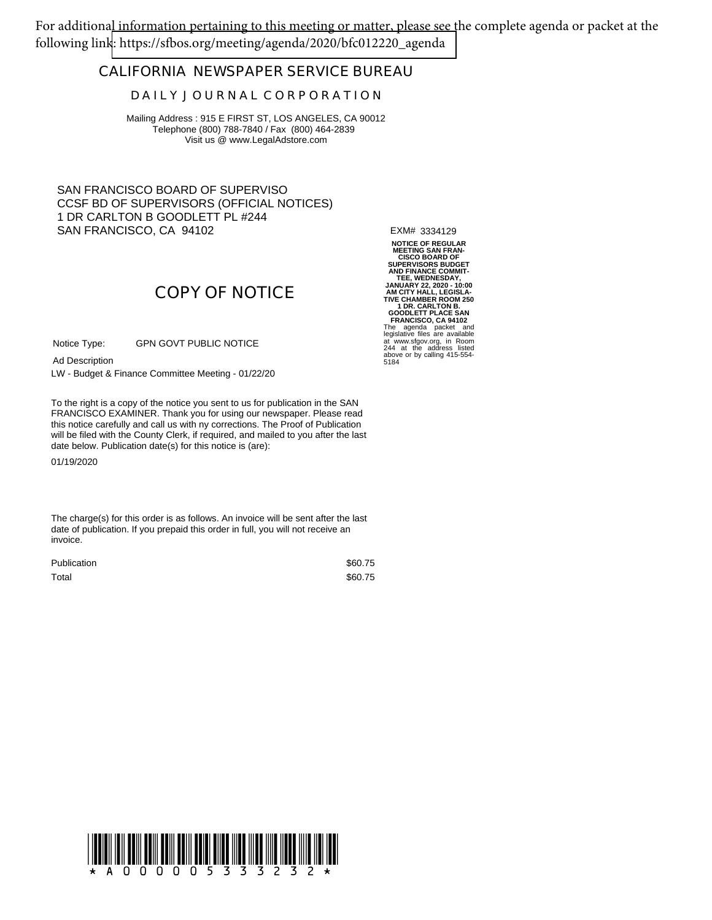For additional information pertaining to this meeting or matter, please see the complete agenda or packet at the following link: https://sfbos.org/meeting/agenda/2020/bfc012220_agenda

## CALIFORNIA NEWSPAPER SERVICE BUREAU

### DAILY JOURNAL CORPORATION

Mailing Address : 915 E FIRST ST, LOS ANGELES, CA 90012
Telephone (800) 788-7840 / Fax (800) 464-2839
Visit us @ www.LegalAdstore.com

SAN FRANCISCO BOARD OF SUPERVISO
CCSF BD OF SUPERVISORS (OFFICIAL NOTICES)
1 DR CARLTON B GOODLETT PL #244
SAN FRANCISCO, CA 94102

## COPY OF NOTICE

Notice Type: GPN GOVT PUBLIC NOTICE

Ad Description

LW - Budget & Finance Committee Meeting - 01/22/20

To the right is a copy of the notice you sent to us for publication in the SAN FRANCISCO EXAMINER. Thank you for using our newspaper. Please read this notice carefully and call us with ny corrections. The Proof of Publication will be filed with the County Clerk, if required, and mailed to you after the last date below. Publication date(s) for this notice is (are):

01/19/2020

The charge(s) for this order is as follows. An invoice will be sent after the last date of publication. If you prepaid this order in full, you will not receive an invoice.

| | |
|---|---|
| Publication | $60.75 |
| Total | $60.75 |

EXM# 3334129

**NOTICE OF REGULAR MEETING SAN FRANCISCO BOARD OF SUPERVISORS BUDGET AND FINANCE COMMITTEE, WEDNESDAY, JANUARY 22, 2020 - 10:00 AM CITY HALL, LEGISLATIVE CHAMBER ROOM 250 1 DR. CARLTON B. GOODLETT PLACE SAN FRANCISCO, CA 94102**

The agenda packet and legislative files are available at www.sfgov.org, in Room 244 at the address listed above or by calling 415-554-5184

\* A 0 0 0 0 0 5 3 3 3 2 3 2 \*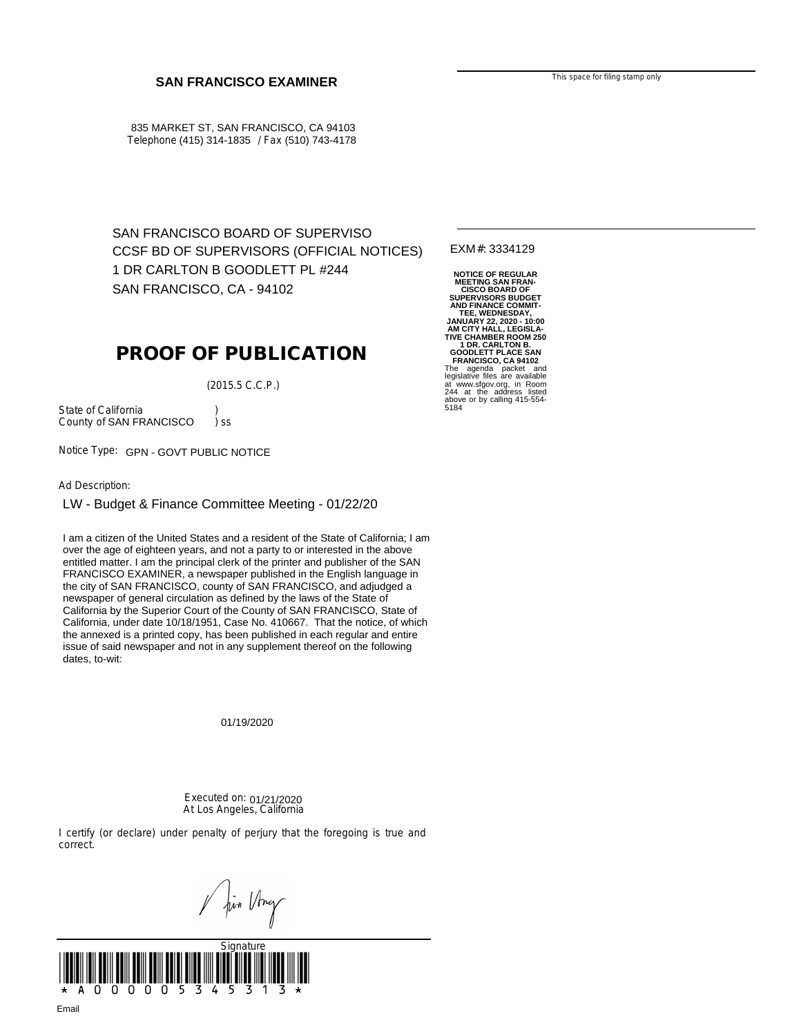**SAN FRANCISCO EXAMINER**

835 MARKET ST, SAN FRANCISCO, CA 94103
Telephone (415) 314-1835 / Fax (510) 743-4178

This space for filing stamp only

SAN FRANCISCO BOARD OF SUPERVISO
CCSF BD OF SUPERVISORS (OFFICIAL NOTICES)
1 DR CARLTON B GOODLETT PL #244
SAN FRANCISCO, CA - 94102

EXM#: 3334129

**NOTICE OF REGULAR MEETING SAN FRANCISCO BOARD OF SUPERVISORS BUDGET AND FINANCE COMMITTEE, WEDNESDAY, JANUARY 22, 2020 - 10:00 AM CITY HALL, LEGISLATIVE CHAMBER ROOM 250 1 DR. CARLTON B. GOODLETT PLACE SAN FRANCISCO, CA 94102**
The agenda packet and legislative files are available at www.sfgov.org, in Room 244 at the address listed above or by calling 415-554-5184

# PROOF OF PUBLICATION

(2015.5 C.C.P.)

State of California )
County of SAN FRANCISCO ) ss

Notice Type: GPN - GOVT PUBLIC NOTICE

Ad Description:

LW - Budget & Finance Committee Meeting - 01/22/20

I am a citizen of the United States and a resident of the State of California; I am over the age of eighteen years, and not a party to or interested in the above entitled matter. I am the principal clerk of the printer and publisher of the SAN FRANCISCO EXAMINER, a newspaper published in the English language in the city of SAN FRANCISCO, county of SAN FRANCISCO, and adjudged a newspaper of general circulation as defined by the laws of the State of California by the Superior Court of the County of SAN FRANCISCO, State of California, under date 10/18/1951, Case No. 410667. That the notice, of which the annexed is a printed copy, has been published in each regular and entire issue of said newspaper and not in any supplement thereof on the following dates, to-wit:

01/19/2020

Executed on: 01/21/2020
At Los Angeles, California

I certify (or declare) under penalty of perjury that the foregoing is true and correct.

Signature

*A000005345313*

Email